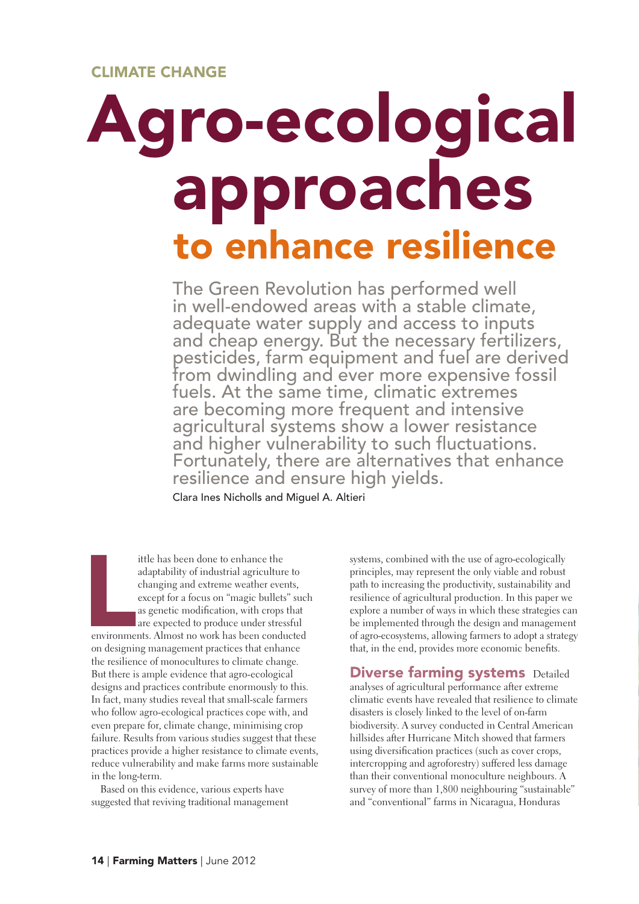CLIMATE CHANGE

# Agro-ecological approaches

## to enhance resilience

The Green Revolution has performed well in well-endowed areas with a stable climate, adequate water supply and access to inputs and cheap energy. But the necessary fertilizers, pesticides, farm equipment and fuel are derived from dwindling and ever more expensive fossil fuels. At the same time, climatic extremes are becoming more frequent and intensive agricultural systems show a lower resistance and higher vulnerability to such fluctuations. Fortunately, there are alternatives that enhance resilience and ensure high yields.

Clara Ines Nicholls and Miguel A. Altieri

Little has been done to enhance the adaptability of industrial agriculture to changing and extreme weather events, except for a focus on "magic bullets" such as genetic modification, with crops that are expected to produce under stressful environments. Almost no work has been conducted on designing management practices that enhance the resilience of monocultures to climate change. But there is ample evidence that agro-ecological designs and practices contribute enormously to this. In fact, many studies reveal that small-scale farmers who follow agro-ecological practices cope with, and even prepare for, climate change, minimising crop failure. Results from various studies suggest that these practices provide a higher resistance to climate events, reduce vulnerability and make farms more sustainable in the long-term.

Based on this evidence, various experts have suggested that reviving traditional management systems, combined with the use of agro-ecologically principles, may represent the only viable and robust path to increasing the productivity, sustainability and resilience of agricultural production. In this paper we explore a number of ways in which these strategies can be implemented through the design and management of agro-ecosystems, allowing farmers to adopt a strategy that, in the end, provides more economic benefits.

**Diverse farming systems** Detailed analyses of agricultural performance after extreme climatic events have revealed that resilience to climate disasters is closely linked to the level of on-farm biodiversity. A survey conducted in Central American hillsides after Hurricane Mitch showed that farmers using diversification practices (such as cover crops, intercropping and agroforestry) suffered less damage than their conventional monoculture neighbours. A survey of more than 1,800 neighbouring "sustainable" and "conventional" farms in Nicaragua, Honduras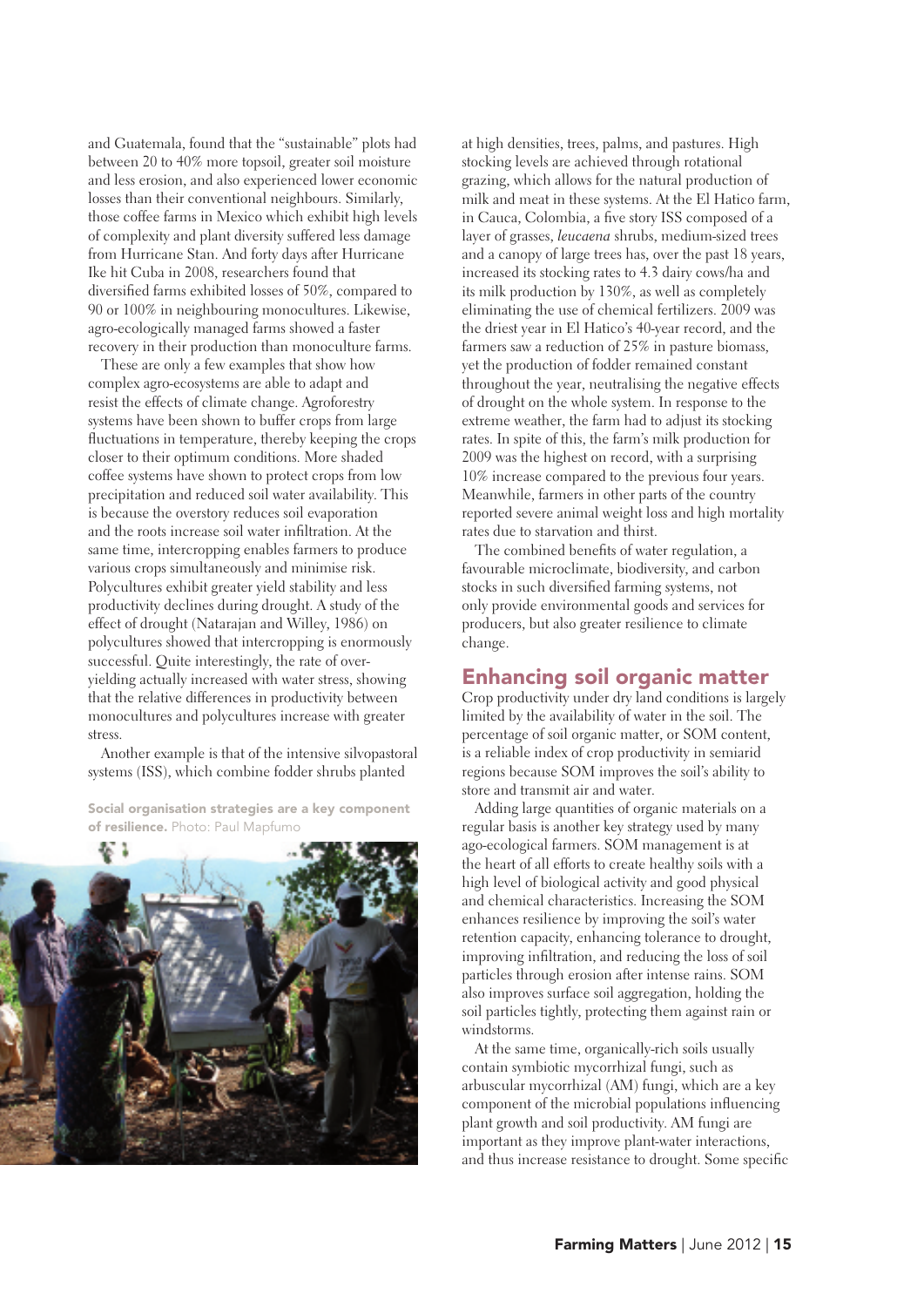and Guatemala, found that the "sustainable" plots had between 20 to 40% more topsoil, greater soil moisture and less erosion, and also experienced lower economic losses than their conventional neighbours. Similarly, those coffee farms in Mexico which exhibit high levels of complexity and plant diversity suffered less damage from Hurricane Stan. And forty days after Hurricane Ike hit Cuba in 2008, researchers found that diversified farms exhibited losses of 50%, compared to 90 or 100% in neighbouring monocultures. Likewise, agro-ecologically managed farms showed a faster recovery in their production than monoculture farms.

These are only a few examples that show how complex agro-ecosystems are able to adapt and resist the effects of climate change. Agroforestry systems have been shown to buffer crops from large fluctuations in temperature, thereby keeping the crops closer to their optimum conditions. More shaded coffee systems have shown to protect crops from low precipitation and reduced soil water availability. This is because the overstory reduces soil evaporation and the roots increase soil water infiltration. At the same time, intercropping enables farmers to produce various crops simultaneously and minimise risk. Polycultures exhibit greater yield stability and less productivity declines during drought. A study of the effect of drought (Natarajan and Willey, 1986) on polycultures showed that intercropping is enormously successful. Quite interestingly, the rate of over-yielding actually increased with water stress, showing that the relative differences in productivity between monocultures and polycultures increase with greater stress.

Another example is that of the intensive silvopastoral systems (ISS), which combine fodder shrubs planted

**Social organisation strategies are a key component of resilience.** Photo: Paul Mapfumo

at high densities, trees, palms, and pastures. High stocking levels are achieved through rotational grazing, which allows for the natural production of milk and meat in these systems. At the El Hatico farm, in Cauca, Colombia, a five story ISS composed of a layer of grasses, *leucaena* shrubs, medium-sized trees and a canopy of large trees has, over the past 18 years, increased its stocking rates to 4.3 dairy cows/ha and its milk production by 130%, as well as completely eliminating the use of chemical fertilizers. 2009 was the driest year in El Hatico's 40-year record, and the farmers saw a reduction of 25% in pasture biomass, yet the production of fodder remained constant throughout the year, neutralising the negative effects of drought on the whole system. In response to the extreme weather, the farm had to adjust its stocking rates. In spite of this, the farm's milk production for 2009 was the highest on record, with a surprising 10% increase compared to the previous four years. Meanwhile, farmers in other parts of the country reported severe animal weight loss and high mortality rates due to starvation and thirst.

The combined benefits of water regulation, a favourable microclimate, biodiversity, and carbon stocks in such diversified farming systems, not only provide environmental goods and services for producers, but also greater resilience to climate change.

## Enhancing soil organic matter

Crop productivity under dry land conditions is largely limited by the availability of water in the soil. The percentage of soil organic matter, or SOM content, is a reliable index of crop productivity in semiarid regions because SOM improves the soil's ability to store and transmit air and water.

Adding large quantities of organic materials on a regular basis is another key strategy used by many ago-ecological farmers. SOM management is at the heart of all efforts to create healthy soils with a high level of biological activity and good physical and chemical characteristics. Increasing the SOM enhances resilience by improving the soil's water retention capacity, enhancing tolerance to drought, improving infiltration, and reducing the loss of soil particles through erosion after intense rains. SOM also improves surface soil aggregation, holding the soil particles tightly, protecting them against rain or windstorms.

At the same time, organically-rich soils usually contain symbiotic mycorrhizal fungi, such as arbuscular mycorrhizal (AM) fungi, which are a key component of the microbial populations influencing plant growth and soil productivity. AM fungi are important as they improve plant-water interactions, and thus increase resistance to drought. Some specific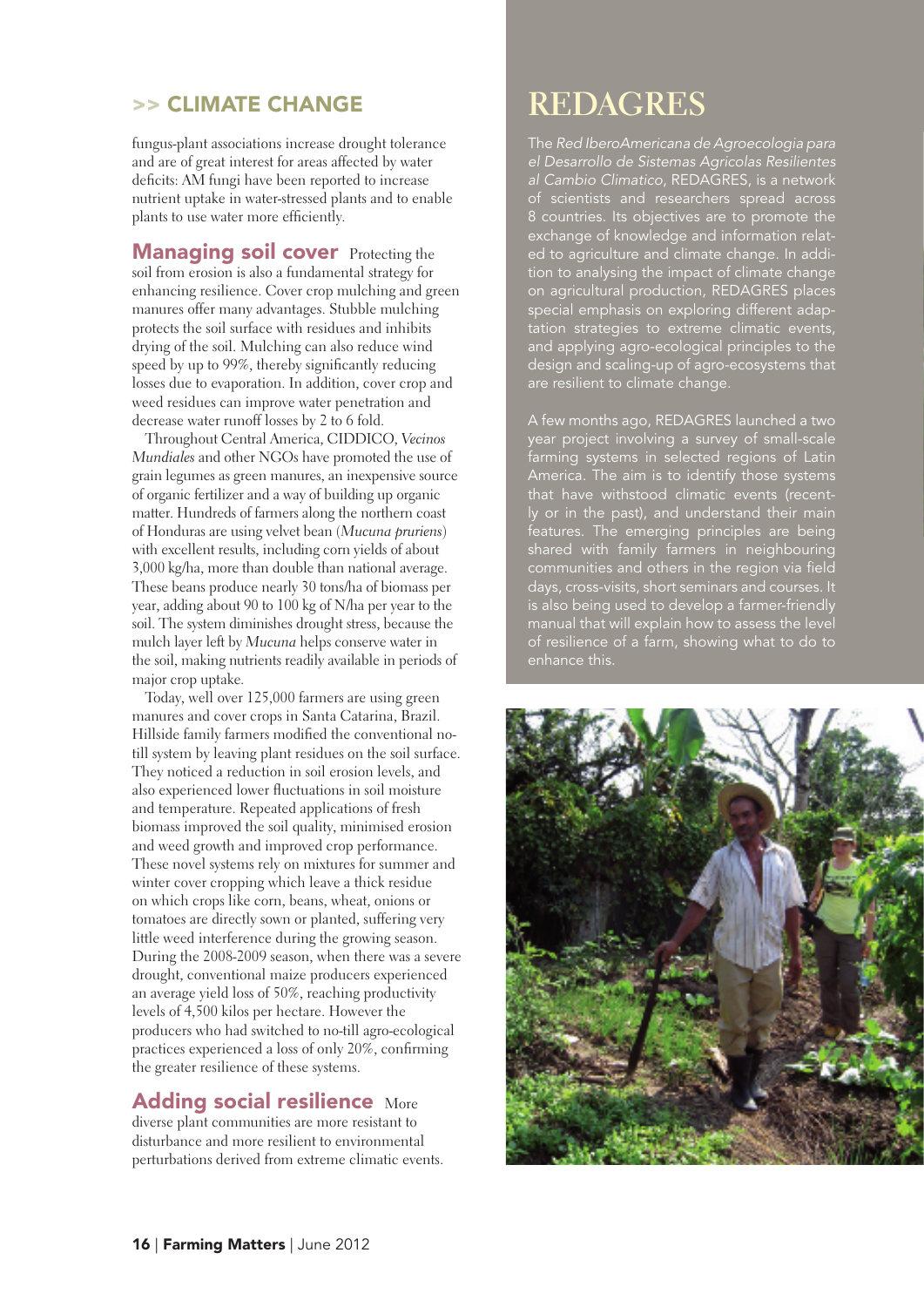## >> CLIMATE CHANGE

fungus-plant associations increase drought tolerance and are of great interest for areas affected by water deficits: AM fungi have been reported to increase nutrient uptake in water-stressed plants and to enable plants to use water more efficiently.

**Managing soil cover** Protecting the soil from erosion is also a fundamental strategy for enhancing resilience. Cover crop mulching and green manures offer many advantages. Stubble mulching protects the soil surface with residues and inhibits drying of the soil. Mulching can also reduce wind speed by up to 99%, thereby significantly reducing losses due to evaporation. In addition, cover crop and weed residues can improve water penetration and decrease water runoff losses by 2 to 6 fold.

Throughout Central America, CIDDICO, *Vecinos Mundiales* and other NGOs have promoted the use of grain legumes as green manures, an inexpensive source of organic fertilizer and a way of building up organic matter. Hundreds of farmers along the northern coast of Honduras are using velvet bean (*Mucuna pruriens*) with excellent results, including corn yields of about 3,000 kg/ha, more than double than national average. These beans produce nearly 30 tons/ha of biomass per year, adding about 90 to 100 kg of N/ha per year to the soil. The system diminishes drought stress, because the mulch layer left by *Mucuna* helps conserve water in the soil, making nutrients readily available in periods of major crop uptake.

Today, well over 125,000 farmers are using green manures and cover crops in Santa Catarina, Brazil. Hillside family farmers modified the conventional no-till system by leaving plant residues on the soil surface. They noticed a reduction in soil erosion levels, and also experienced lower fluctuations in soil moisture and temperature. Repeated applications of fresh biomass improved the soil quality, minimised erosion and weed growth and improved crop performance. These novel systems rely on mixtures for summer and winter cover cropping which leave a thick residue on which crops like corn, beans, wheat, onions or tomatoes are directly sown or planted, suffering very little weed interference during the growing season. During the 2008-2009 season, when there was a severe drought, conventional maize producers experienced an average yield loss of 50%, reaching productivity levels of 4,500 kilos per hectare. However the producers who had switched to no-till agro-ecological practices experienced a loss of only 20%, confirming the greater resilience of these systems.

**Adding social resilience** More diverse plant communities are more resistant to disturbance and more resilient to environmental perturbations derived from extreme climatic events.

# REDAGRES

The *Red IberoAmericana de Agroecologia para el Desarrollo de Sistemas Agricolas Resilientes al Cambio Climatico*, REDAGRES, is a network of scientists and researchers spread across 8 countries. Its objectives are to promote the exchange of knowledge and information related to agriculture and climate change. In addition to analysing the impact of climate change on agricultural production, REDAGRES places special emphasis on exploring different adaptation strategies to extreme climatic events, and applying agro-ecological principles to the design and scaling-up of agro-ecosystems that are resilient to climate change.

A few months ago, REDAGRES launched a two year project involving a survey of small-scale farming systems in selected regions of Latin America. The aim is to identify those systems that have withstood climatic events (recently or in the past), and understand their main features. The emerging principles are being shared with family farmers in neighbouring communities and others in the region via field days, cross-visits, short seminars and courses. It is also being used to develop a farmer-friendly manual that will explain how to assess the level of resilience of a farm, showing what to do to enhance this.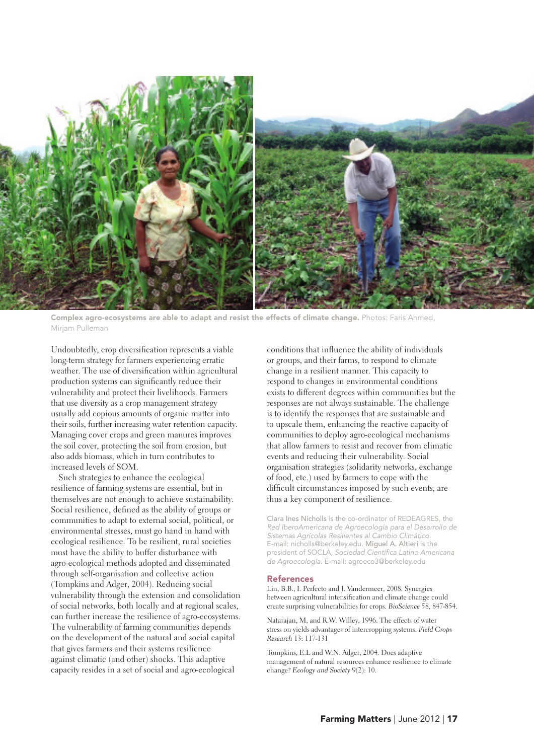Complex agro-ecosystems are able to adapt and resist the effects of climate change. Photos: Faris Ahmed, Mirjam Pulleman

Undoubtedly, crop diversification represents a viable long-term strategy for farmers experiencing erratic weather. The use of diversification within agricultural production systems can significantly reduce their vulnerability and protect their livelihoods. Farmers that use diversity as a crop management strategy usually add copious amounts of organic matter into their soils, further increasing water retention capacity. Managing cover crops and green manures improves the soil cover, protecting the soil from erosion, but also adds biomass, which in turn contributes to increased levels of SOM.

Such strategies to enhance the ecological resilience of farming systems are essential, but in themselves are not enough to achieve sustainability. Social resilience, defined as the ability of groups or communities to adapt to external social, political, or environmental stresses, must go hand in hand with ecological resilience. To be resilient, rural societies must have the ability to buffer disturbance with agro-ecological methods adopted and disseminated through self-organisation and collective action (Tompkins and Adger, 2004). Reducing social vulnerability through the extension and consolidation of social networks, both locally and at regional scales, can further increase the resilience of agro-ecosystems. The vulnerability of farming communities depends on the development of the natural and social capital that gives farmers and their systems resilience against climatic (and other) shocks. This adaptive capacity resides in a set of social and agro-ecological conditions that influence the ability of individuals or groups, and their farms, to respond to climate change in a resilient manner. This capacity to respond to changes in environmental conditions exists to different degrees within communities but the responses are not always sustainable. The challenge is to identify the responses that are sustainable and to upscale them, enhancing the reactive capacity of communities to deploy agro-ecological mechanisms that allow farmers to resist and recover from climatic events and reducing their vulnerability. Social organisation strategies (solidarity networks, exchange of food, etc.) used by farmers to cope with the difficult circumstances imposed by such events, are thus a key component of resilience.

**Clara Ines Nicholls** is the co-ordinator of REDEAGRES, the *Red IberoAmericana de Agroecología para el Desarrollo de Sistemas Agrícolas Resilientes al Cambio Climático*. E-mail: nicholls@berkeley.edu. **Miguel A. Altieri** is the president of SOCLA, *Sociedad Científica Latino Americana de Agroecología*. E-mail: agroeco3@berkeley.edu

## References

Lin, B.B., I. Perfecto and J. Vandermeer, 2008. Synergies between agricultural intensification and climate change could create surprising vulnerabilities for crops. *BioScience* 58, 847-854.

Natarajan, M, and R.W. Willey, 1996. The effects of water stress on yields advantages of intercropping systems. *Field Crops Research* 13: 117-131

Tompkins, E.L and W.N. Adger, 2004. Does adaptive management of natural resources enhance resilience to climate change? *Ecology and Society* 9(2): 10.